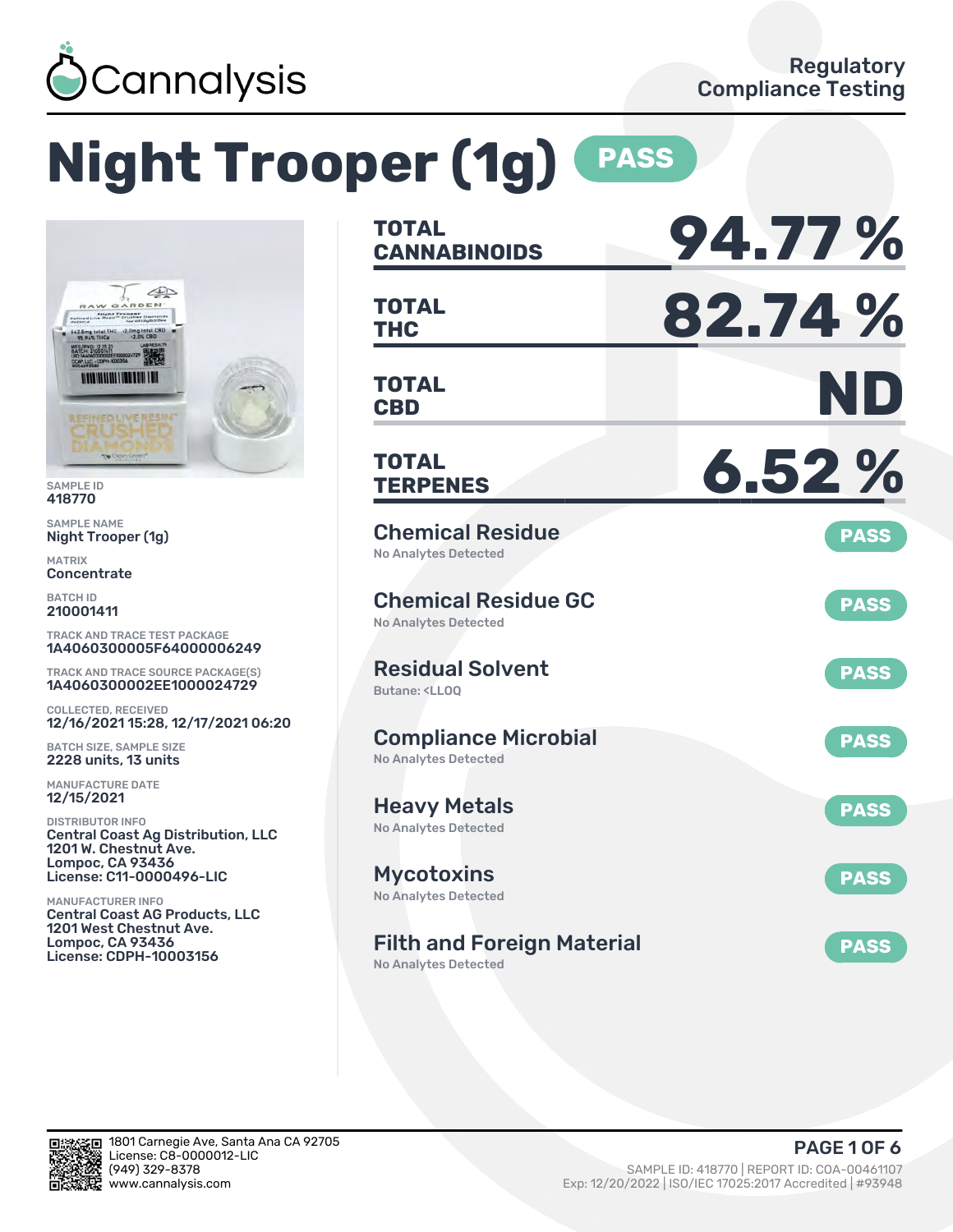Cannalysis

Regulatory Compliance Testing

# Night Trooper (1g) PASS

SAMPLE ID
418770

SAMPLE NAME
Night Trooper (1g)

MATRIX
Concentrate

BATCH ID
210001411

TRACK AND TRACE TEST PACKAGE
1A4060300005F64000006249

TRACK AND TRACE SOURCE PACKAGE(S)
1A4060300002EE1000024729

COLLECTED, RECEIVED
12/16/2021 15:28, 12/17/2021 06:20

BATCH SIZE, SAMPLE SIZE
2228 units, 13 units

MANUFACTURE DATE
12/15/2021

DISTRIBUTOR INFO
Central Coast Ag Distribution, LLC
1201 W. Chestnut Ave.
Lompoc, CA 93436
License: C11-0000496-LIC

MANUFACTURER INFO
Central Coast AG Products, LLC
1201 West Chestnut Ave.
Lompoc, CA 93436
License: CDPH-10003156

| | |
|---|---|
| **TOTAL CANNABINOIDS** | **94.77 %** |
| **TOTAL THC** | **82.74 %** |
| **TOTAL CBD** | **ND** |
| **TOTAL TERPENES** | **6.52 %** |

| Test | Result |
|---|---|
| **Chemical Residue** <br> No Analytes Detected | PASS |
| **Chemical Residue GC** <br> No Analytes Detected | PASS |
| **Residual Solvent** <br> Butane: <LLOQ | PASS |
| **Compliance Microbial** <br> No Analytes Detected | PASS |
| **Heavy Metals** <br> No Analytes Detected | PASS |
| **Mycotoxins** <br> No Analytes Detected | PASS |
| **Filth and Foreign Material** <br> No Analytes Detected | PASS |

1801 Carnegie Ave, Santa Ana CA 92705
License: C8-0000012-LIC
(949) 329-8378
www.cannalysis.com

SAMPLE ID: 418770 | REPORT ID: COA-00461107
Exp: 12/20/2022 | ISO/IEC 17025:2017 Accredited | #93948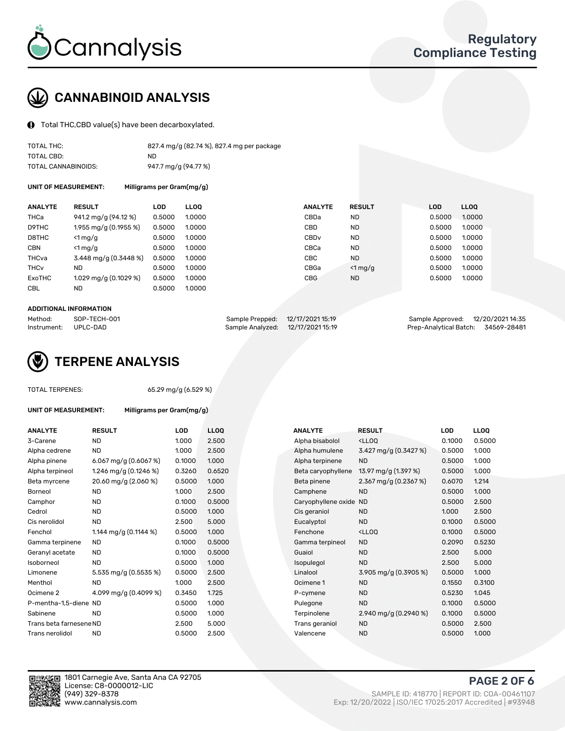# CANNABINOID ANALYSIS

Total THC,CBD value(s) have been decarboxylated.

| | |
|---|---|
| TOTAL THC: | 827.4 mg/g (82.74 %), 827.4 mg per package |
| TOTAL CBD: | ND |
| TOTAL CANNABINOIDS: | 947.7 mg/g (94.77 %) |

**UNIT OF MEASUREMENT:** Milligrams per Gram(mg/g)

| ANALYTE | RESULT | LOD | LLOQ | ANALYTE | RESULT | LOD | LLOQ |
|---|---|---|---|---|---|---|---|
| THCa | 941.2 mg/g (94.12 %) | 0.5000 | 1.0000 | CBDa | ND | 0.5000 | 1.0000 |
| D9THC | 1.955 mg/g (0.1955 %) | 0.5000 | 1.0000 | CBD | ND | 0.5000 | 1.0000 |
| D8THC | <1 mg/g | 0.5000 | 1.0000 | CBDv | ND | 0.5000 | 1.0000 |
| CBN | <1 mg/g | 0.5000 | 1.0000 | CBCa | ND | 0.5000 | 1.0000 |
| THCva | 3.448 mg/g (0.3448 %) | 0.5000 | 1.0000 | CBC | ND | 0.5000 | 1.0000 |
| THCv | ND | 0.5000 | 1.0000 | CBGa | <1 mg/g | 0.5000 | 1.0000 |
| ExoTHC | 1.029 mg/g (0.1029 %) | 0.5000 | 1.0000 | CBG | ND | 0.5000 | 1.0000 |
| CBL | ND | 0.5000 | 1.0000 | | | | |

**ADDITIONAL INFORMATION**

| | | | | | |
|---|---|---|---|---|---|
| Method: | SOP-TECH-001 | Sample Prepped: | 12/17/2021 15:19 | Sample Approved: | 12/20/2021 14:35 |
| Instrument: | UPLC-DAD | Sample Analyzed: | 12/17/2021 15:19 | Prep-Analytical Batch: | 34569-28481 |

# TERPENE ANALYSIS

TOTAL TERPENES: 65.29 mg/g (6.529 %)

**UNIT OF MEASUREMENT:** Milligrams per Gram(mg/g)

| ANALYTE | RESULT | LOD | LLOQ | ANALYTE | RESULT | LOD | LLOQ |
|---|---|---|---|---|---|---|---|
| 3-Carene | ND | 1.000 | 2.500 | Alpha bisabolol | <LLOQ | 0.1000 | 0.5000 |
| Alpha cedrene | ND | 1.000 | 2.500 | Alpha humulene | 3.427 mg/g (0.3427 %) | 0.5000 | 1.000 |
| Alpha pinene | 6.067 mg/g (0.6067 %) | 0.1000 | 1.000 | Alpha terpinene | ND | 0.5000 | 1.000 |
| Alpha terpineol | 1.246 mg/g (0.1246 %) | 0.3260 | 0.6520 | Beta caryophyllene | 13.97 mg/g (1.397 %) | 0.5000 | 1.000 |
| Beta myrcene | 20.60 mg/g (2.060 %) | 0.5000 | 1.000 | Beta pinene | 2.367 mg/g (0.2367 %) | 0.6070 | 1.214 |
| Borneol | ND | 1.000 | 2.500 | Camphene | ND | 0.5000 | 1.000 |
| Camphor | ND | 0.1000 | 0.5000 | Caryophyllene oxide | ND | 0.5000 | 2.500 |
| Cedrol | ND | 0.5000 | 1.000 | Cis geraniol | ND | 1.000 | 2.500 |
| Cis nerolidol | ND | 2.500 | 5.000 | Eucalyptol | ND | 0.1000 | 0.5000 |
| Fenchol | 1.144 mg/g (0.1144 %) | 0.5000 | 1.000 | Fenchone | <LLOQ | 0.1000 | 0.5000 |
| Gamma terpinene | ND | 0.1000 | 0.5000 | Gamma terpineol | ND | 0.2090 | 0.5230 |
| Geranyl acetate | ND | 0.1000 | 0.5000 | Guaiol | ND | 2.500 | 5.000 |
| Isoborneol | ND | 0.5000 | 1.000 | Isopulegol | ND | 2.500 | 5.000 |
| Limonene | 5.535 mg/g (0.5535 %) | 0.5000 | 2.500 | Linalool | 3.905 mg/g (0.3905 %) | 0.5000 | 1.000 |
| Menthol | ND | 1.000 | 2.500 | Ocimene 1 | ND | 0.1550 | 0.3100 |
| Ocimene 2 | 4.099 mg/g (0.4099 %) | 0.3450 | 1.725 | P-cymene | ND | 0.5230 | 1.045 |
| P-mentha-1,5-diene | ND | 0.5000 | 1.000 | Pulegone | ND | 0.1000 | 0.5000 |
| Sabinene | ND | 0.5000 | 1.000 | Terpinolene | 2.940 mg/g (0.2940 %) | 0.1000 | 0.5000 |
| Trans beta farnesene | ND | 2.500 | 5.000 | Trans geraniol | ND | 0.5000 | 2.500 |
| Trans nerolidol | ND | 0.5000 | 2.500 | Valencene | ND | 0.5000 | 1.000 |

1801 Carnegie Ave, Santa Ana CA 92705
License: C8-0000012-LIC
(949) 329-8378
www.cannalysis.com

SAMPLE ID: 418770 | REPORT ID: COA-00461107
Exp: 12/20/2022 | ISO/IEC 17025:2017 Accredited | #93948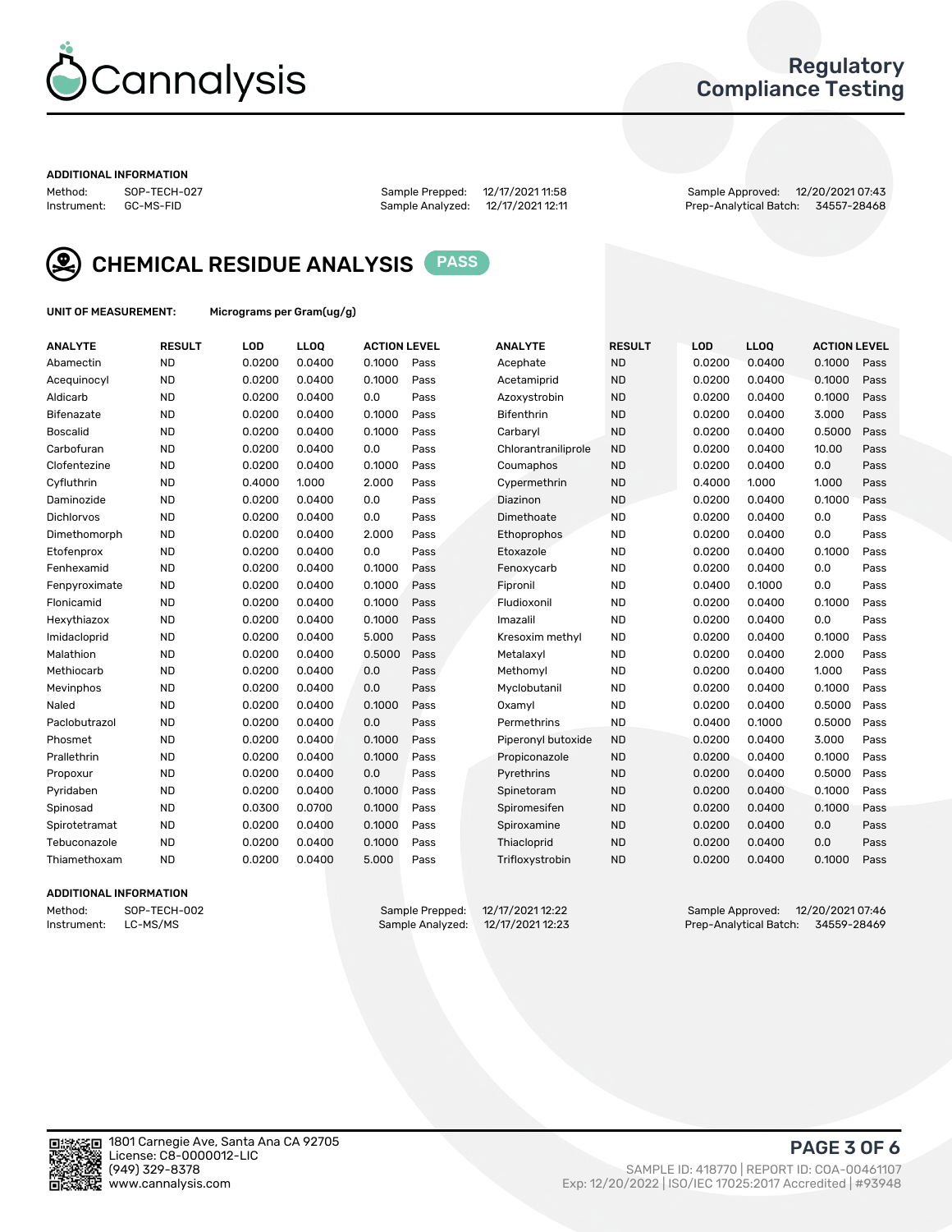Cannalysis

Regulatory Compliance Testing

**ADDITIONAL INFORMATION**

Method: SOP-TECH-027
Instrument: GC-MS-FID

Sample Prepped: 12/17/2021 11:58
Sample Analyzed: 12/17/2021 12:11

Sample Approved: 12/20/2021 07:43
Prep-Analytical Batch: 34557-28468

## CHEMICAL RESIDUE ANALYSIS PASS

**UNIT OF MEASUREMENT:** Micrograms per Gram(ug/g)

| ANALYTE | RESULT | LOD | LLOQ | ACTION LEVEL | | ANALYTE | RESULT | LOD | LLOQ | ACTION LEVEL | |
|---|---|---|---|---|---|---|---|---|---|---|---|
| Abamectin | ND | 0.0200 | 0.0400 | 0.1000 | Pass | Acephate | ND | 0.0200 | 0.0400 | 0.1000 | Pass |
| Acequinocyl | ND | 0.0200 | 0.0400 | 0.1000 | Pass | Acetamiprid | ND | 0.0200 | 0.0400 | 0.1000 | Pass |
| Aldicarb | ND | 0.0200 | 0.0400 | 0.0 | Pass | Azoxystrobin | ND | 0.0200 | 0.0400 | 0.1000 | Pass |
| Bifenazate | ND | 0.0200 | 0.0400 | 0.1000 | Pass | Bifenthrin | ND | 0.0200 | 0.0400 | 3.000 | Pass |
| Boscalid | ND | 0.0200 | 0.0400 | 0.1000 | Pass | Carbaryl | ND | 0.0200 | 0.0400 | 0.5000 | Pass |
| Carbofuran | ND | 0.0200 | 0.0400 | 0.0 | Pass | Chlorantraniliprole | ND | 0.0200 | 0.0400 | 10.00 | Pass |
| Clofentezine | ND | 0.0200 | 0.0400 | 0.1000 | Pass | Coumaphos | ND | 0.0200 | 0.0400 | 0.0 | Pass |
| Cyfluthrin | ND | 0.4000 | 1.000 | 2.000 | Pass | Cypermethrin | ND | 0.4000 | 1.000 | 1.000 | Pass |
| Daminozide | ND | 0.0200 | 0.0400 | 0.0 | Pass | Diazinon | ND | 0.0200 | 0.0400 | 0.1000 | Pass |
| Dichlorvos | ND | 0.0200 | 0.0400 | 0.0 | Pass | Dimethoate | ND | 0.0200 | 0.0400 | 0.0 | Pass |
| Dimethomorph | ND | 0.0200 | 0.0400 | 2.000 | Pass | Ethoprophos | ND | 0.0200 | 0.0400 | 0.0 | Pass |
| Etofenprox | ND | 0.0200 | 0.0400 | 0.0 | Pass | Etoxazole | ND | 0.0200 | 0.0400 | 0.1000 | Pass |
| Fenhexamid | ND | 0.0200 | 0.0400 | 0.1000 | Pass | Fenoxycarb | ND | 0.0200 | 0.0400 | 0.0 | Pass |
| Fenpyroximate | ND | 0.0200 | 0.0400 | 0.1000 | Pass | Fipronil | ND | 0.0400 | 0.1000 | 0.0 | Pass |
| Flonicamid | ND | 0.0200 | 0.0400 | 0.1000 | Pass | Fludioxonil | ND | 0.0200 | 0.0400 | 0.1000 | Pass |
| Hexythiazox | ND | 0.0200 | 0.0400 | 0.1000 | Pass | Imazalil | ND | 0.0200 | 0.0400 | 0.0 | Pass |
| Imidacloprid | ND | 0.0200 | 0.0400 | 5.000 | Pass | Kresoxim methyl | ND | 0.0200 | 0.0400 | 0.1000 | Pass |
| Malathion | ND | 0.0200 | 0.0400 | 0.5000 | Pass | Metalaxyl | ND | 0.0200 | 0.0400 | 2.000 | Pass |
| Methiocarb | ND | 0.0200 | 0.0400 | 0.0 | Pass | Methomyl | ND | 0.0200 | 0.0400 | 1.000 | Pass |
| Mevinphos | ND | 0.0200 | 0.0400 | 0.0 | Pass | Myclobutanil | ND | 0.0200 | 0.0400 | 0.1000 | Pass |
| Naled | ND | 0.0200 | 0.0400 | 0.1000 | Pass | Oxamyl | ND | 0.0200 | 0.0400 | 0.5000 | Pass |
| Paclobutrazol | ND | 0.0200 | 0.0400 | 0.0 | Pass | Permethrins | ND | 0.0400 | 0.1000 | 0.5000 | Pass |
| Phosmet | ND | 0.0200 | 0.0400 | 0.1000 | Pass | Piperonyl butoxide | ND | 0.0200 | 0.0400 | 3.000 | Pass |
| Prallethrin | ND | 0.0200 | 0.0400 | 0.1000 | Pass | Propiconazole | ND | 0.0200 | 0.0400 | 0.1000 | Pass |
| Propoxur | ND | 0.0200 | 0.0400 | 0.0 | Pass | Pyrethrins | ND | 0.0200 | 0.0400 | 0.5000 | Pass |
| Pyridaben | ND | 0.0200 | 0.0400 | 0.1000 | Pass | Spinetoram | ND | 0.0200 | 0.0400 | 0.1000 | Pass |
| Spinosad | ND | 0.0300 | 0.0700 | 0.1000 | Pass | Spiromesifen | ND | 0.0200 | 0.0400 | 0.1000 | Pass |
| Spirotetramat | ND | 0.0200 | 0.0400 | 0.1000 | Pass | Spiroxamine | ND | 0.0200 | 0.0400 | 0.0 | Pass |
| Tebuconazole | ND | 0.0200 | 0.0400 | 0.1000 | Pass | Thiacloprid | ND | 0.0200 | 0.0400 | 0.0 | Pass |
| Thiamethoxam | ND | 0.0200 | 0.0400 | 5.000 | Pass | Trifloxystrobin | ND | 0.0200 | 0.0400 | 0.1000 | Pass |

**ADDITIONAL INFORMATION**

Method: SOP-TECH-002
Instrument: LC-MS/MS

Sample Prepped: 12/17/2021 12:22
Sample Analyzed: 12/17/2021 12:23

Sample Approved: 12/20/2021 07:46
Prep-Analytical Batch: 34559-28469

1801 Carnegie Ave, Santa Ana CA 92705
License: C8-0000012-LIC
(949) 329-8378
www.cannalysis.com

SAMPLE ID: 418770 | REPORT ID: COA-00461107
Exp: 12/20/2022 | ISO/IEC 17025:2017 Accredited | #93948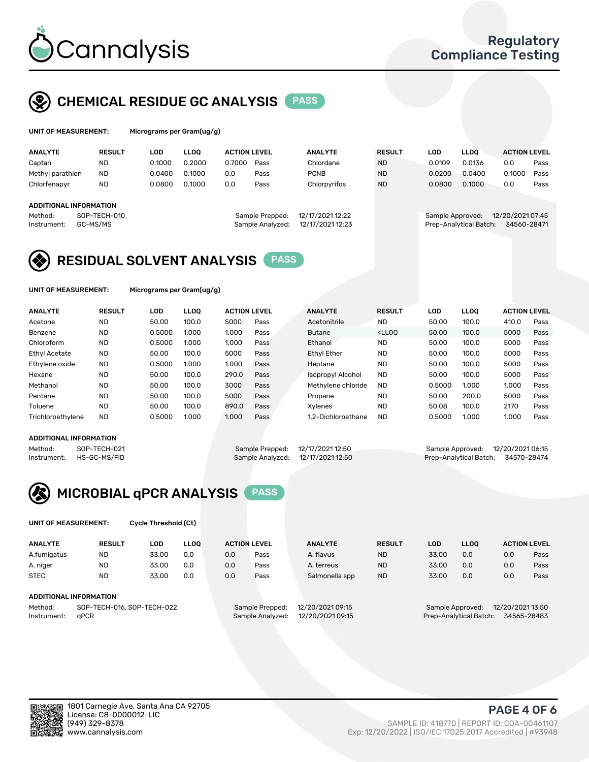# CHEMICAL RESIDUE GC ANALYSIS — PASS

**UNIT OF MEASUREMENT:** Micrograms per Gram(ug/g)

| ANALYTE | RESULT | LOD | LLOQ | ACTION LEVEL | | ANALYTE | RESULT | LOD | LLOQ | ACTION LEVEL | |
|---|---|---|---|---|---|---|---|---|---|---|---|
| Captan | ND | 0.1000 | 0.2000 | 0.7000 | Pass | Chlordane | ND | 0.0109 | 0.0136 | 0.0 | Pass |
| Methyl parathion | ND | 0.0400 | 0.1000 | 0.0 | Pass | PCNB | ND | 0.0200 | 0.0400 | 0.1000 | Pass |
| Chlorfenapyr | ND | 0.0800 | 0.1000 | 0.0 | Pass | Chlorpyrifos | ND | 0.0800 | 0.1000 | 0.0 | Pass |

**ADDITIONAL INFORMATION**

Method: SOP-TECH-010
Instrument: GC-MS/MS
Sample Prepped: 12/17/2021 12:22
Sample Analyzed: 12/17/2021 12:23
Sample Approved: 12/20/2021 07:45
Prep-Analytical Batch: 34560-28471

# RESIDUAL SOLVENT ANALYSIS — PASS

**UNIT OF MEASUREMENT:** Micrograms per Gram(ug/g)

| ANALYTE | RESULT | LOD | LLOQ | ACTION LEVEL | | ANALYTE | RESULT | LOD | LLOQ | ACTION LEVEL | |
|---|---|---|---|---|---|---|---|---|---|---|---|
| Acetone | ND | 50.00 | 100.0 | 5000 | Pass | Acetonitrile | ND | 50.00 | 100.0 | 410.0 | Pass |
| Benzene | ND | 0.5000 | 1.000 | 1.000 | Pass | Butane | <LLOQ | 50.00 | 100.0 | 5000 | Pass |
| Chloroform | ND | 0.5000 | 1.000 | 1.000 | Pass | Ethanol | ND | 50.00 | 100.0 | 5000 | Pass |
| Ethyl Acetate | ND | 50.00 | 100.0 | 5000 | Pass | Ethyl Ether | ND | 50.00 | 100.0 | 5000 | Pass |
| Ethylene oxide | ND | 0.5000 | 1.000 | 1.000 | Pass | Heptane | ND | 50.00 | 100.0 | 5000 | Pass |
| Hexane | ND | 50.00 | 100.0 | 290.0 | Pass | Isopropyl Alcohol | ND | 50.00 | 100.0 | 5000 | Pass |
| Methanol | ND | 50.00 | 100.0 | 3000 | Pass | Methylene chloride | ND | 0.5000 | 1.000 | 1.000 | Pass |
| Pentane | ND | 50.00 | 100.0 | 5000 | Pass | Propane | ND | 50.00 | 200.0 | 5000 | Pass |
| Toluene | ND | 50.00 | 100.0 | 890.0 | Pass | Xylenes | ND | 50.08 | 100.0 | 2170 | Pass |
| Trichloroethylene | ND | 0.5000 | 1.000 | 1.000 | Pass | 1,2-Dichloroethane | ND | 0.5000 | 1.000 | 1.000 | Pass |

**ADDITIONAL INFORMATION**

Method: SOP-TECH-021
Instrument: HS-GC-MS/FID
Sample Prepped: 12/17/2021 12:50
Sample Analyzed: 12/17/2021 12:50
Sample Approved: 12/20/2021 06:15
Prep-Analytical Batch: 34570-28474

# MICROBIAL qPCR ANALYSIS — PASS

**UNIT OF MEASUREMENT:** Cycle Threshold (Ct)

| ANALYTE | RESULT | LOD | LLOQ | ACTION LEVEL | | ANALYTE | RESULT | LOD | LLOQ | ACTION LEVEL | |
|---|---|---|---|---|---|---|---|---|---|---|---|
| A.fumigatus | ND | 33.00 | 0.0 | 0.0 | Pass | A. flavus | ND | 33.00 | 0.0 | 0.0 | Pass |
| A. niger | ND | 33.00 | 0.0 | 0.0 | Pass | A. terreus | ND | 33.00 | 0.0 | 0.0 | Pass |
| STEC | ND | 33.00 | 0.0 | 0.0 | Pass | Salmonella spp | ND | 33.00 | 0.0 | 0.0 | Pass |

**ADDITIONAL INFORMATION**

Method: SOP-TECH-016, SOP-TECH-022
Instrument: qPCR
Sample Prepped: 12/20/2021 09:15
Sample Analyzed: 12/20/2021 09:15
Sample Approved: 12/20/2021 13:50
Prep-Analytical Batch: 34565-28483

1801 Carnegie Ave, Santa Ana CA 92705
License: C8-0000012-LIC
(949) 329-8378
www.cannalysis.com

SAMPLE ID: 418770 | REPORT ID: COA-00461107
Exp: 12/20/2022 | ISO/IEC 17025:2017 Accredited | #93948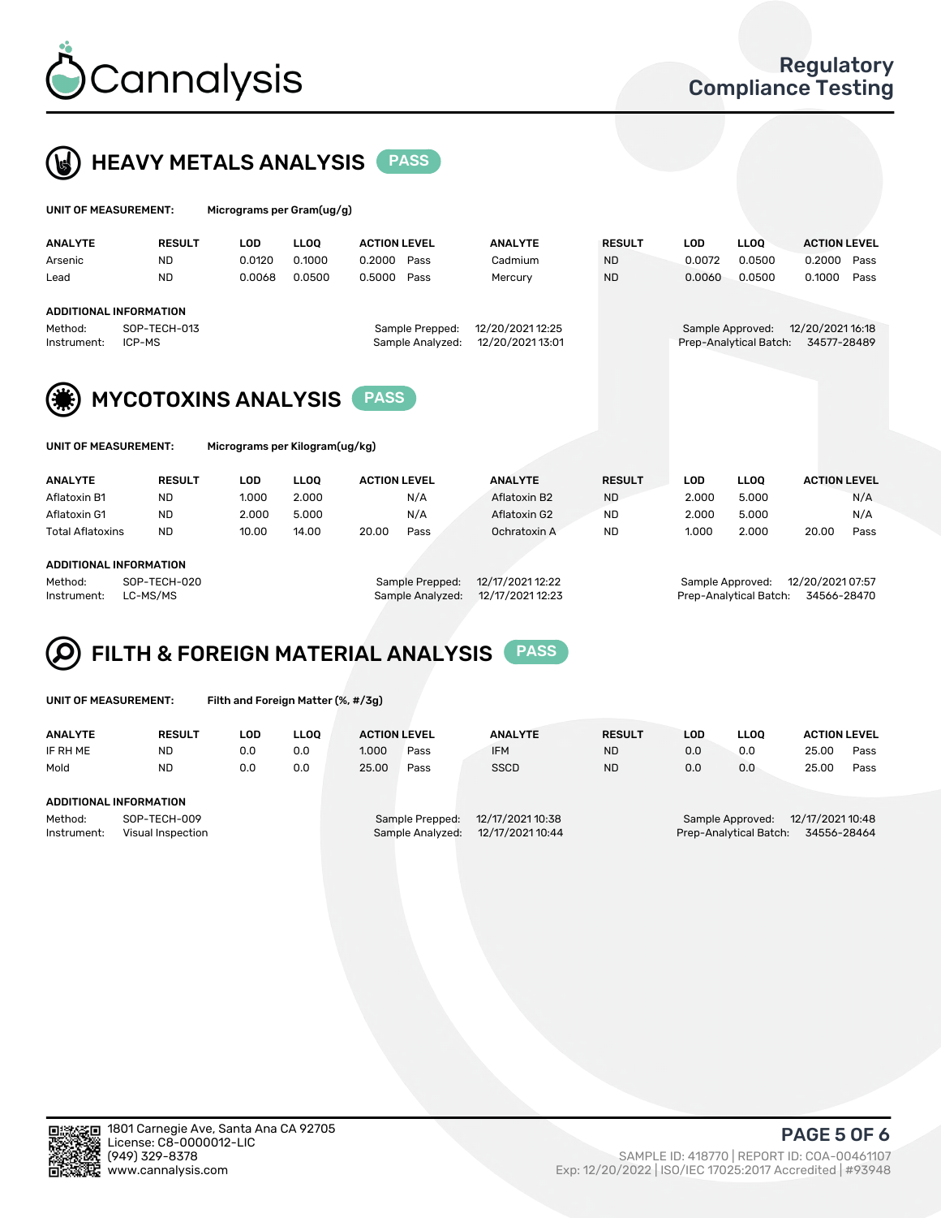Cannalysis

Regulatory Compliance Testing

## HEAVY METALS ANALYSIS PASS

**UNIT OF MEASUREMENT:** Micrograms per Gram(ug/g)

| ANALYTE | RESULT | LOD | LLOQ | ACTION LEVEL | | ANALYTE | RESULT | LOD | LLOQ | ACTION LEVEL | |
|---|---|---|---|---|---|---|---|---|---|---|---|
| Arsenic | ND | 0.0120 | 0.1000 | 0.2000 | Pass | Cadmium | ND | 0.0072 | 0.0500 | 0.2000 | Pass |
| Lead | ND | 0.0068 | 0.0500 | 0.5000 | Pass | Mercury | ND | 0.0060 | 0.0500 | 0.1000 | Pass |

**ADDITIONAL INFORMATION**

Method: SOP-TECH-013
Instrument: ICP-MS
Sample Prepped: 12/20/2021 12:25
Sample Analyzed: 12/20/2021 13:01
Sample Approved: 12/20/2021 16:18
Prep-Analytical Batch: 34577-28489

## MYCOTOXINS ANALYSIS PASS

**UNIT OF MEASUREMENT:** Micrograms per Kilogram(ug/kg)

| ANALYTE | RESULT | LOD | LLOQ | ACTION LEVEL | | ANALYTE | RESULT | LOD | LLOQ | ACTION LEVEL | |
|---|---|---|---|---|---|---|---|---|---|---|---|
| Aflatoxin B1 | ND | 1.000 | 2.000 | | N/A | Aflatoxin B2 | ND | 2.000 | 5.000 | | N/A |
| Aflatoxin G1 | ND | 2.000 | 5.000 | | N/A | Aflatoxin G2 | ND | 2.000 | 5.000 | | N/A |
| Total Aflatoxins | ND | 10.00 | 14.00 | 20.00 | Pass | Ochratoxin A | ND | 1.000 | 2.000 | 20.00 | Pass |

**ADDITIONAL INFORMATION**

Method: SOP-TECH-020
Instrument: LC-MS/MS
Sample Prepped: 12/17/2021 12:22
Sample Analyzed: 12/17/2021 12:23
Sample Approved: 12/20/2021 07:57
Prep-Analytical Batch: 34566-28470

## FILTH & FOREIGN MATERIAL ANALYSIS PASS

**UNIT OF MEASUREMENT:** Filth and Foreign Matter (%, #/3g)

| ANALYTE | RESULT | LOD | LLOQ | ACTION LEVEL | | ANALYTE | RESULT | LOD | LLOQ | ACTION LEVEL | |
|---|---|---|---|---|---|---|---|---|---|---|---|
| IF RH ME | ND | 0.0 | 0.0 | 1.000 | Pass | IFM | ND | 0.0 | 0.0 | 25.00 | Pass |
| Mold | ND | 0.0 | 0.0 | 25.00 | Pass | SSCD | ND | 0.0 | 0.0 | 25.00 | Pass |

**ADDITIONAL INFORMATION**

Method: SOP-TECH-009
Instrument: Visual Inspection
Sample Prepped: 12/17/2021 10:38
Sample Analyzed: 12/17/2021 10:44
Sample Approved: 12/17/2021 10:48
Prep-Analytical Batch: 34556-28464

1801 Carnegie Ave, Santa Ana CA 92705
License: C8-0000012-LIC
(949) 329-8378
www.cannalysis.com

SAMPLE ID: 418770 | REPORT ID: COA-00461107
Exp: 12/20/2022 | ISO/IEC 17025:2017 Accredited | #93948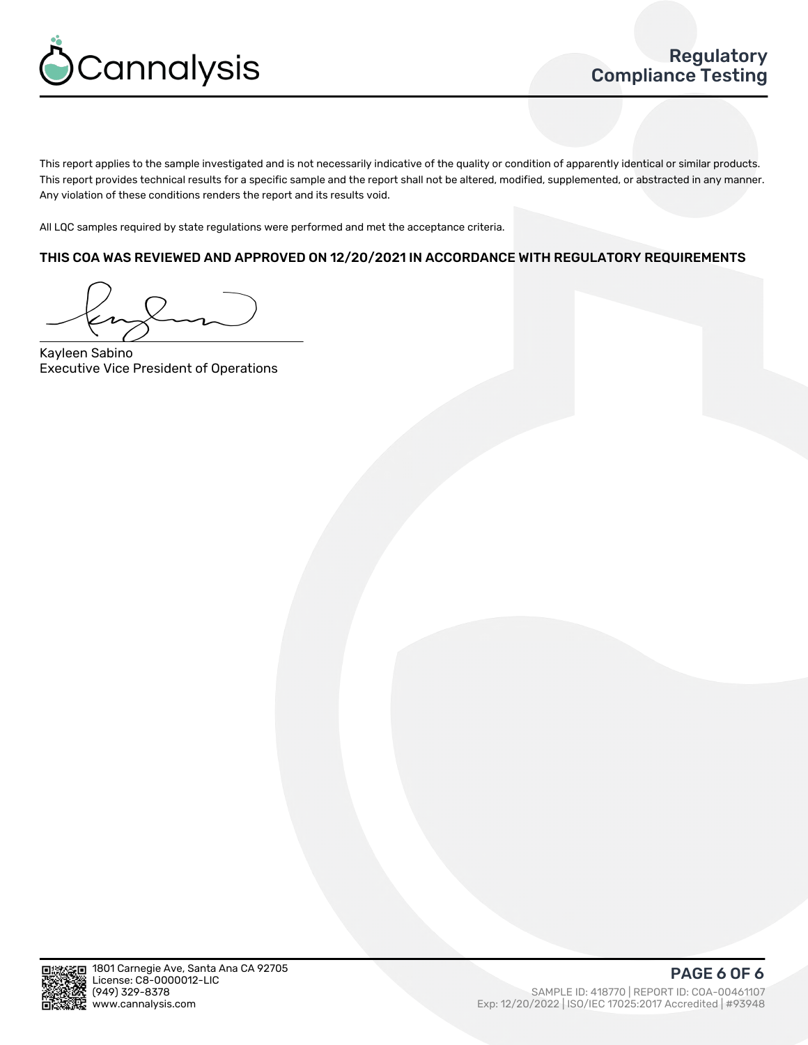This report applies to the sample investigated and is not necessarily indicative of the quality or condition of apparently identical or similar products. This report provides technical results for a specific sample and the report shall not be altered, modified, supplemented, or abstracted in any manner. Any violation of these conditions renders the report and its results void.

All LQC samples required by state regulations were performed and met the acceptance criteria.

**THIS COA WAS REVIEWED AND APPROVED ON 12/20/2021 IN ACCORDANCE WITH REGULATORY REQUIREMENTS**

Kayleen Sabino
Executive Vice President of Operations

1801 Carnegie Ave, Santa Ana CA 92705
License: C8-0000012-LIC
(949) 329-8378
www.cannalysis.com

SAMPLE ID: 418770 | REPORT ID: COA-00461107
Exp: 12/20/2022 | ISO/IEC 17025:2017 Accredited | #93948